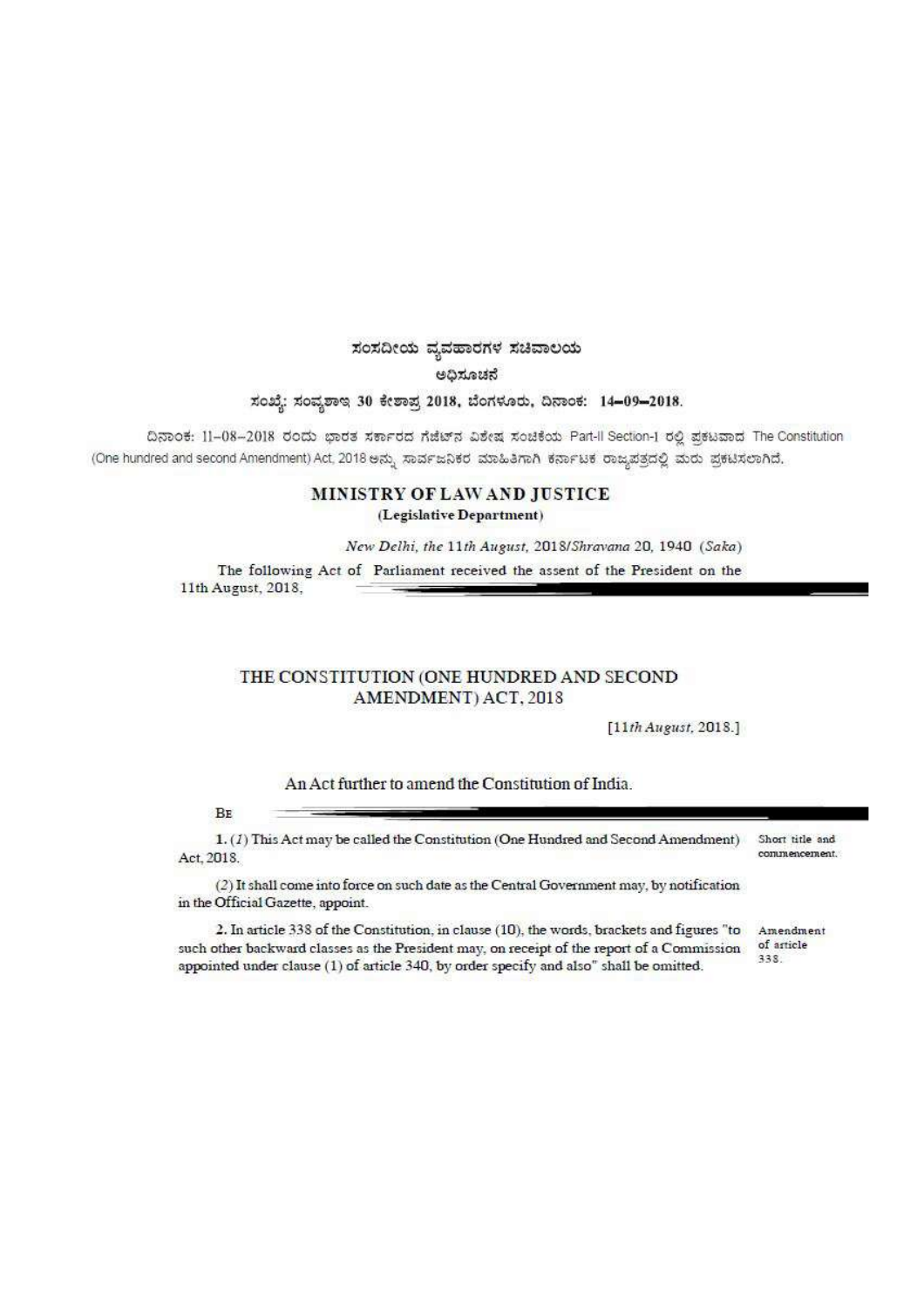ಸಂಸದೀಯ ವ್ಯವಹಾರಗಳ ಸಚಿವಾಲಯ

ಅಧಿಸೂಚನೆ

ಸಂಖ್ಯೆ: ಸಂವ್ಯಶಾಇ 30 ಕೇಶಾಪ್ರ 2018, ಬೆಂಗಳೂರು, ದಿನಾಂಕ: 14–09–2018.

ದಿನಾಂಕ: 11-08-2018 ರಂದು ಭಾರತ ಸರ್ಕಾರದ ಗೆಜೆಟ್‌ನ ವಿಶೇಷ ಸಂಚಿಕೆಯ Part-II Section-1 ರಲ್ಲಿ ಪ್ರಕಟವಾದ The Constitution (One hundred and second Amendment) Act, 2018 ಅನ್ನು ಸಾರ್ವಜನಿಕರ ಮಾಹಿತಿಗಾಗಿ ಕರ್ನಾಟಕ ರಾಜ್ಯಪತ್ರದಲ್ಲಿ ಮರು ಪ್ರಕಟಿಸಲಾಗಿದೆ.

## MINISTRY OF LAW AND JUSTICE

**(Legislative Department)**

*New Delhi, the 11th August*, 2018/*Shravana* 20, 1940 (*Saka*)

The following Act of Parliament received the assent of the President on the 11th August, 2018,

# THE CONSTITUTION (ONE HUNDRED AND SECOND AMENDMENT) ACT, 2018

[*11th August*, 2018.]

An Act further to amend the Constitution of India.

BE

1. (*1*) This Act may be called the Constitution (One Hundred and Second Amendment) Act, 2018. — *Short title and commencement.*

(*2*) It shall come into force on such date as the Central Government may, by notification in the Official Gazette, appoint.

2. In article 338 of the Constitution, in clause (10), the words, brackets and figures "to such other backward classes as the President may, on receipt of the report of a Commission appointed under clause (1) of article 340, by order specify and also" shall be omitted. — *Amendment of article 338.*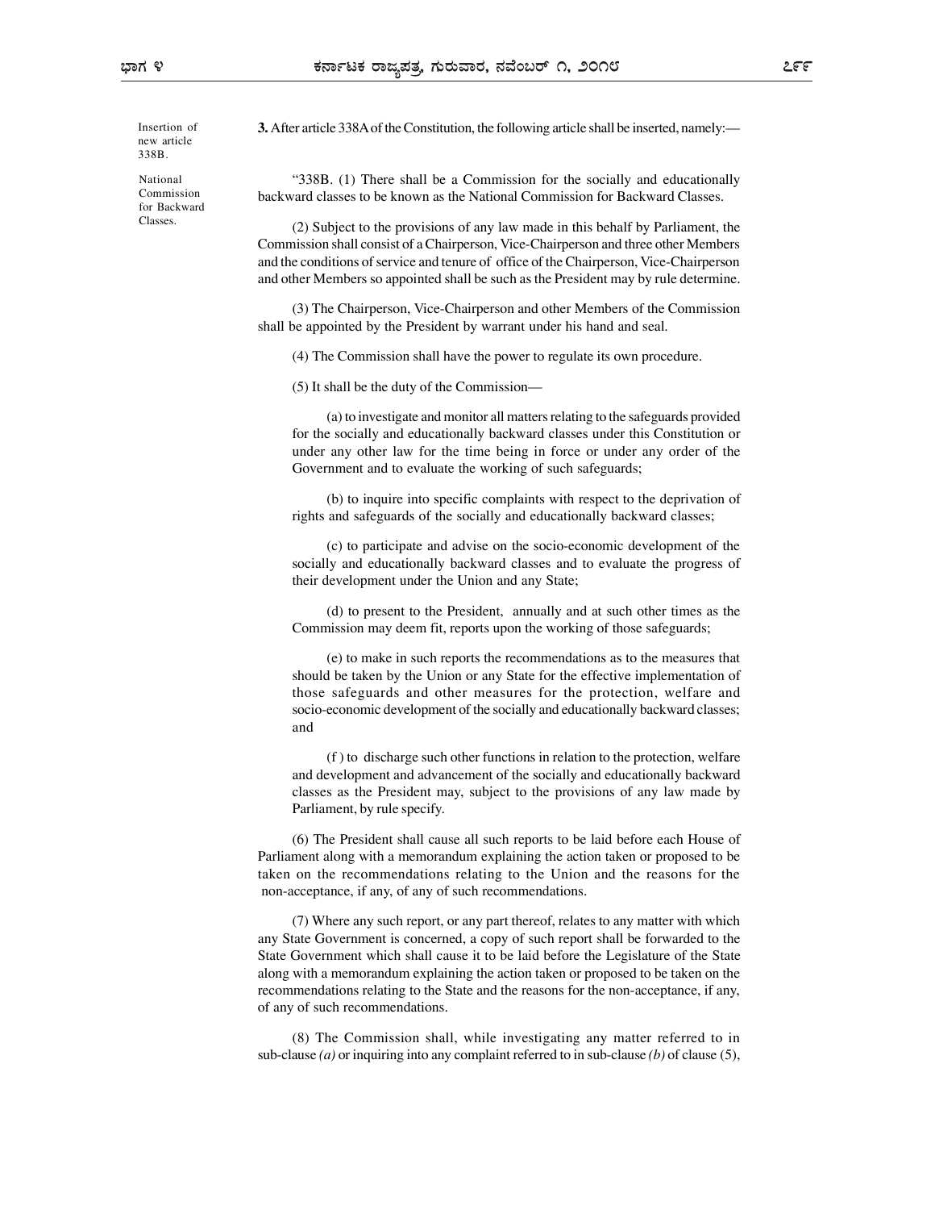Insertion of new article 338B.

**3.** After article 338A of the Constitution, the following article shall be inserted, namely:—

National Commission for Backward Classes.

"338B. (1) There shall be a Commission for the socially and educationally backward classes to be known as the National Commission for Backward Classes.

(2) Subject to the provisions of any law made in this behalf by Parliament, the Commission shall consist of a Chairperson, Vice-Chairperson and three other Members and the conditions of service and tenure of office of the Chairperson, Vice-Chairperson and other Members so appointed shall be such as the President may by rule determine.

(3) The Chairperson, Vice-Chairperson and other Members of the Commission shall be appointed by the President by warrant under his hand and seal.

(4) The Commission shall have the power to regulate its own procedure.

(5) It shall be the duty of the Commission—

(a) to investigate and monitor all matters relating to the safeguards provided for the socially and educationally backward classes under this Constitution or under any other law for the time being in force or under any order of the Government and to evaluate the working of such safeguards;

(b) to inquire into specific complaints with respect to the deprivation of rights and safeguards of the socially and educationally backward classes;

(c) to participate and advise on the socio-economic development of the socially and educationally backward classes and to evaluate the progress of their development under the Union and any State;

(d) to present to the President, annually and at such other times as the Commission may deem fit, reports upon the working of those safeguards;

(e) to make in such reports the recommendations as to the measures that should be taken by the Union or any State for the effective implementation of those safeguards and other measures for the protection, welfare and socio-economic development of the socially and educationally backward classes; and

(f) to discharge such other functions in relation to the protection, welfare and development and advancement of the socially and educationally backward classes as the President may, subject to the provisions of any law made by Parliament, by rule specify.

(6) The President shall cause all such reports to be laid before each House of Parliament along with a memorandum explaining the action taken or proposed to be taken on the recommendations relating to the Union and the reasons for the non-acceptance, if any, of any of such recommendations.

(7) Where any such report, or any part thereof, relates to any matter with which any State Government is concerned, a copy of such report shall be forwarded to the State Government which shall cause it to be laid before the Legislature of the State along with a memorandum explaining the action taken or proposed to be taken on the recommendations relating to the State and the reasons for the non-acceptance, if any, of any of such recommendations.

(8) The Commission shall, while investigating any matter referred to in sub-clause *(a)* or inquiring into any complaint referred to in sub-clause *(b)* of clause (5),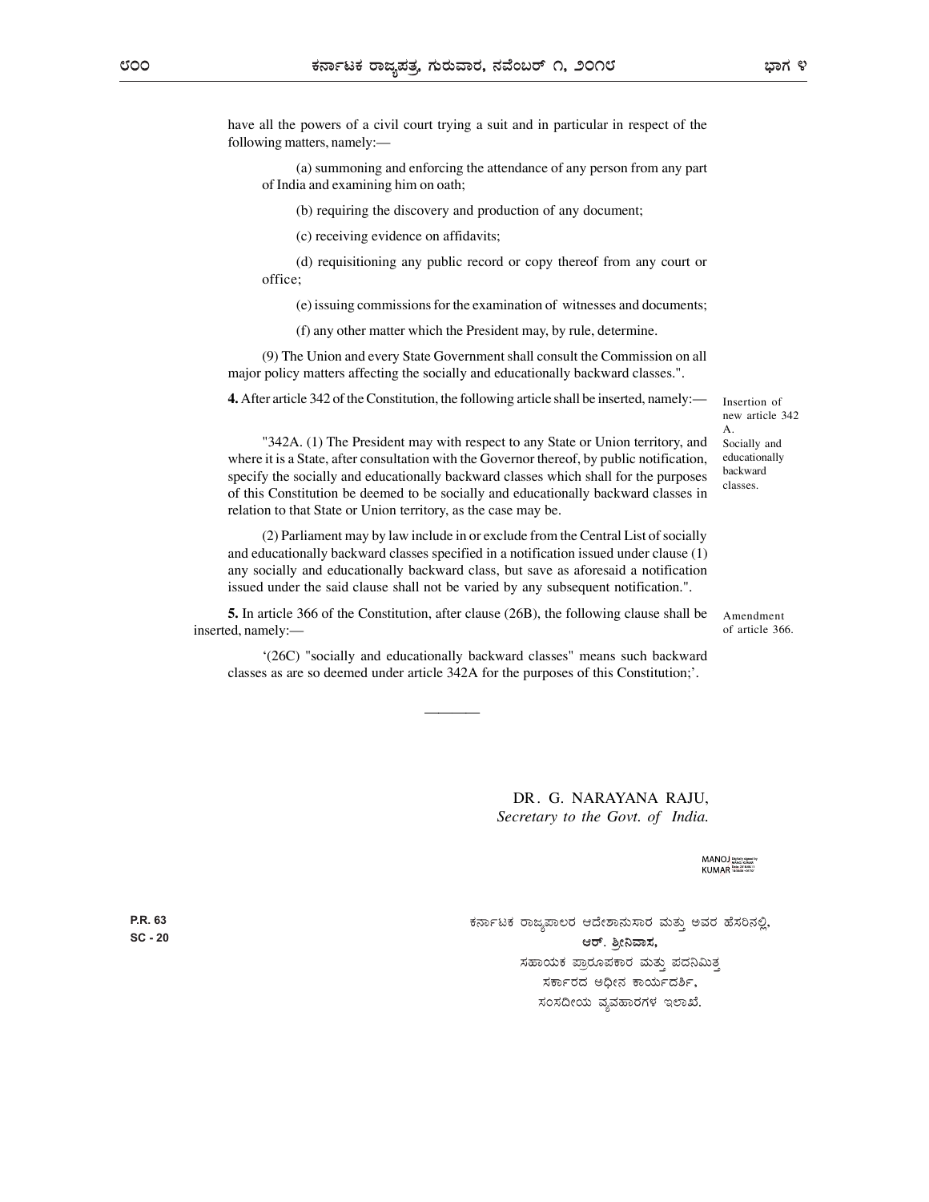have all the powers of a civil court trying a suit and in particular in respect of the following matters, namely:—

(a) summoning and enforcing the attendance of any person from any part of India and examining him on oath;

(b) requiring the discovery and production of any document;

(c) receiving evidence on affidavits;

(d) requisitioning any public record or copy thereof from any court or office;

(e) issuing commissions for the examination of witnesses and documents;

(f) any other matter which the President may, by rule, determine.

(9) The Union and every State Government shall consult the Commission on all major policy matters affecting the socially and educationally backward classes.".

Insertion of new article 342 A.

**4.** After article 342 of the Constitution, the following article shall be inserted, namely:—

Socially and educationally backward classes.

"342A. (1) The President may with respect to any State or Union territory, and where it is a State, after consultation with the Governor thereof, by public notification, specify the socially and educationally backward classes which shall for the purposes of this Constitution be deemed to be socially and educationally backward classes in relation to that State or Union territory, as the case may be.

(2) Parliament may by law include in or exclude from the Central List of socially and educationally backward classes specified in a notification issued under clause (1) any socially and educationally backward class, but save as aforesaid a notification issued under the said clause shall not be varied by any subsequent notification.".

Amendment of article 366.

**5.** In article 366 of the Constitution, after clause (26B), the following clause shall be inserted, namely:—

'(26C) "socially and educationally backward classes" means such backward classes as are so deemed under article 342A for the purposes of this Constitution;'.

---

DR. G. NARAYANA RAJU,
*Secretary to the Govt. of India.*

MANOJ KUMAR

P.R. 63
SC - 20

ಕರ್ನಾಟಕ ರಾಜ್ಯಪಾಲರ ಆದೇಶಾನುಸಾರ ಮತ್ತು ಅವರ ಹೆಸರಿನಲ್ಲಿ,
**ಆರ್. ಶ್ರೀನಿವಾಸ,**
ಸಹಾಯಕ ಪ್ರಾರೂಪಕಾರ ಮತ್ತು ಪದನಿಮಿತ್ತ
ಸರ್ಕಾರದ ಅಧೀನ ಕಾರ್ಯದರ್ಶಿ,
ಸಂಸದೀಯ ವ್ಯವಹಾರಗಳ ಇಲಾಖೆ.